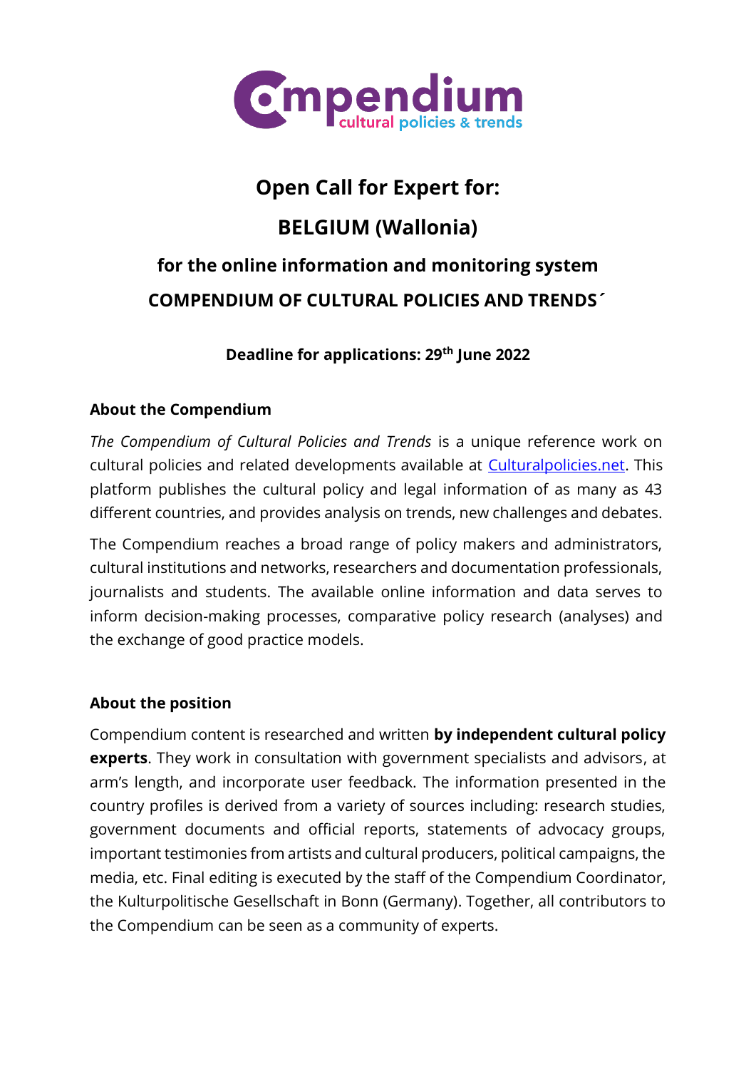Compendium cultural policies & trends

# Open Call for Expert for:

# BELGIUM (Wallonia)

## for the online information and monitoring system

## COMPENDIUM OF CULTURAL POLICIES AND TRENDS´

**Deadline for applications: 29th June 2022**

### About the Compendium

*The Compendium of Cultural Policies and Trends* is a unique reference work on cultural policies and related developments available at [Culturalpolicies.net](Culturalpolicies.net). This platform publishes the cultural policy and legal information of as many as 43 different countries, and provides analysis on trends, new challenges and debates.

The Compendium reaches a broad range of policy makers and administrators, cultural institutions and networks, researchers and documentation professionals, journalists and students. The available online information and data serves to inform decision-making processes, comparative policy research (analyses) and the exchange of good practice models.

### About the position

Compendium content is researched and written **by independent cultural policy experts**. They work in consultation with government specialists and advisors, at arm's length, and incorporate user feedback. The information presented in the country profiles is derived from a variety of sources including: research studies, government documents and official reports, statements of advocacy groups, important testimonies from artists and cultural producers, political campaigns, the media, etc. Final editing is executed by the staff of the Compendium Coordinator, the Kulturpolitische Gesellschaft in Bonn (Germany). Together, all contributors to the Compendium can be seen as a community of experts.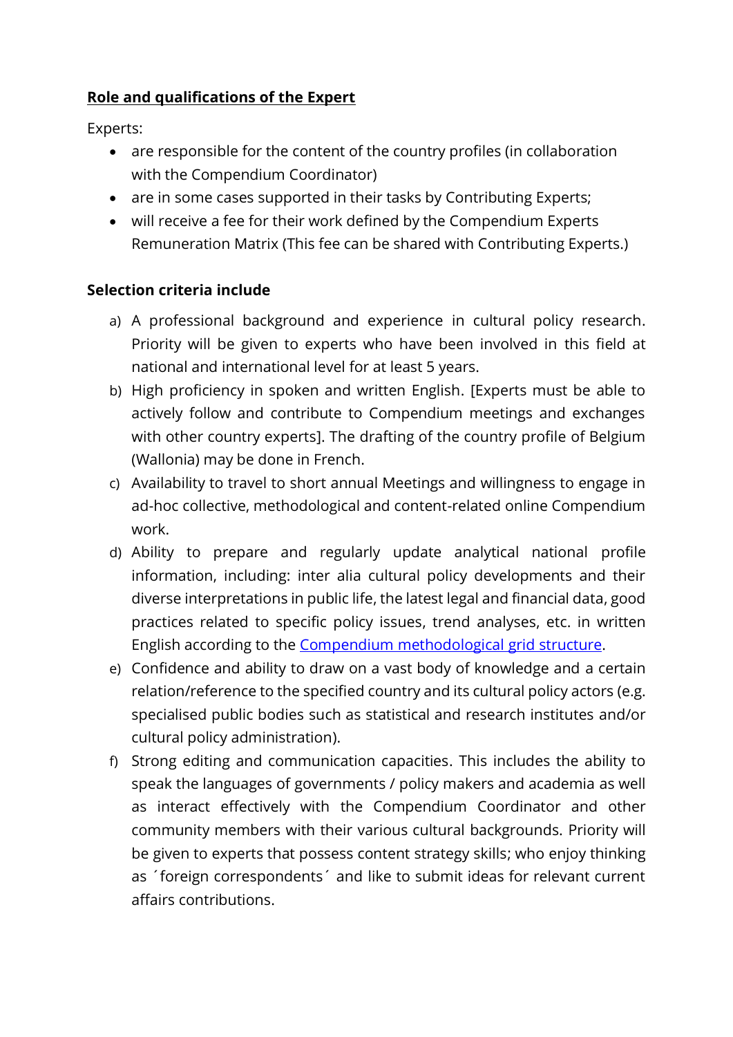**Role and qualifications of the Expert**

Experts:

- are responsible for the content of the country profiles (in collaboration with the Compendium Coordinator)
- are in some cases supported in their tasks by Contributing Experts;
- will receive a fee for their work defined by the Compendium Experts Remuneration Matrix (This fee can be shared with Contributing Experts.)

**Selection criteria include**

a) A professional background and experience in cultural policy research. Priority will be given to experts who have been involved in this field at national and international level for at least 5 years.

b) High proficiency in spoken and written English. [Experts must be able to actively follow and contribute to Compendium meetings and exchanges with other country experts]. The drafting of the country profile of Belgium (Wallonia) may be done in French.

c) Availability to travel to short annual Meetings and willingness to engage in ad-hoc collective, methodological and content-related online Compendium work.

d) Ability to prepare and regularly update analytical national profile information, including: inter alia cultural policy developments and their diverse interpretations in public life, the latest legal and financial data, good practices related to specific policy issues, trend analyses, etc. in written English according to the Compendium methodological grid structure.

e) Confidence and ability to draw on a vast body of knowledge and a certain relation/reference to the specified country and its cultural policy actors (e.g. specialised public bodies such as statistical and research institutes and/or cultural policy administration).

f) Strong editing and communication capacities. This includes the ability to speak the languages of governments / policy makers and academia as well as interact effectively with the Compendium Coordinator and other community members with their various cultural backgrounds. Priority will be given to experts that possess content strategy skills; who enjoy thinking as ´foreign correspondents´ and like to submit ideas for relevant current affairs contributions.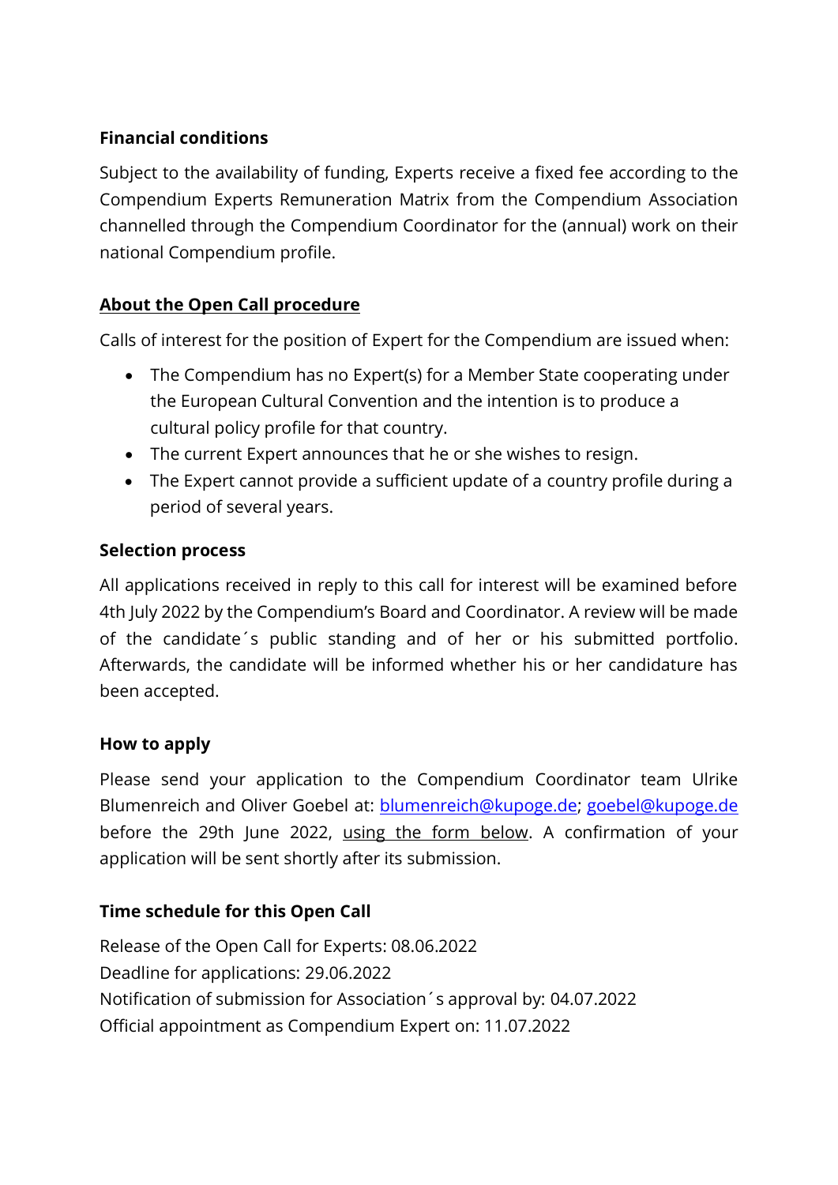**Financial conditions**

Subject to the availability of funding, Experts receive a fixed fee according to the Compendium Experts Remuneration Matrix from the Compendium Association channelled through the Compendium Coordinator for the (annual) work on their national Compendium profile.

**About the Open Call procedure**

Calls of interest for the position of Expert for the Compendium are issued when:

- The Compendium has no Expert(s) for a Member State cooperating under the European Cultural Convention and the intention is to produce a cultural policy profile for that country.
- The current Expert announces that he or she wishes to resign.
- The Expert cannot provide a sufficient update of a country profile during a period of several years.

**Selection process**

All applications received in reply to this call for interest will be examined before 4th July 2022 by the Compendium's Board and Coordinator. A review will be made of the candidate´s public standing and of her or his submitted portfolio. Afterwards, the candidate will be informed whether his or her candidature has been accepted.

**How to apply**

Please send your application to the Compendium Coordinator team Ulrike Blumenreich and Oliver Goebel at: blumenreich@kupoge.de; goebel@kupoge.de before the 29th June 2022, using the form below. A confirmation of your application will be sent shortly after its submission.

**Time schedule for this Open Call**

Release of the Open Call for Experts: 08.06.2022
Deadline for applications: 29.06.2022
Notification of submission for Association´s approval by: 04.07.2022
Official appointment as Compendium Expert on: 11.07.2022